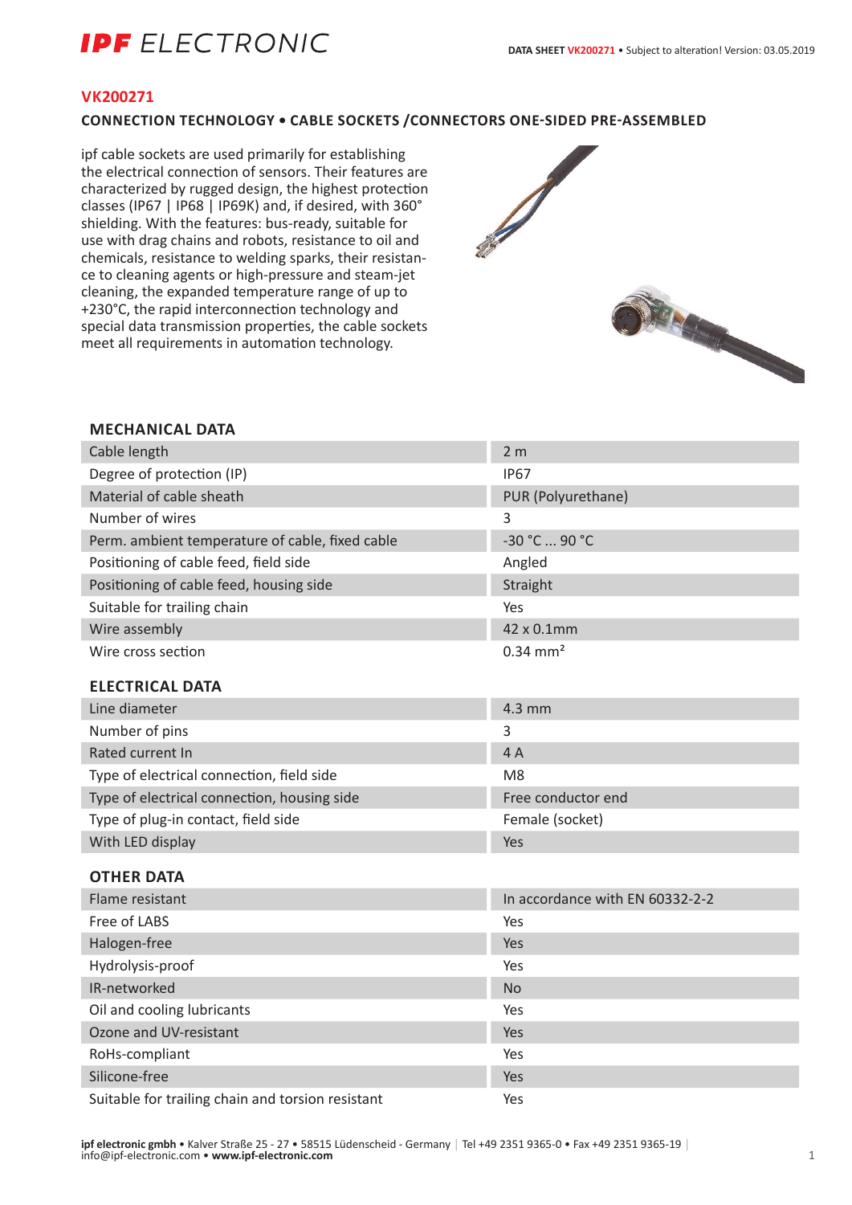# IPF ELECTRONIC

## VK200271

### CONNECTION TECHNOLOGY • CABLE SOCKETS /CONNECTORS ONE-SIDED PRE-ASSEMBLED

ipf cable sockets are used primarily for establishing the electrical connection of sensors. Their features are characterized by rugged design, the highest protection classes (IP67 | IP68 | IP69K) and, if desired, with 360° shielding. With the features: bus-ready, suitable for use with drag chains and robots, resistance to oil and chemicals, resistance to welding sparks, their resistance to cleaning agents or high-pressure and steam-jet cleaning, the expanded temperature range of up to +230°C, the rapid interconnection technology and special data transmission properties, the cable sockets meet all requirements in automation technology.

### MECHANICAL DATA

| | |
|---|---|
| Cable length | 2 m |
| Degree of protection (IP) | IP67 |
| Material of cable sheath | PUR (Polyurethane) |
| Number of wires | 3 |
| Perm. ambient temperature of cable, fixed cable | -30 °C ... 90 °C |
| Positioning of cable feed, field side | Angled |
| Positioning of cable feed, housing side | Straight |
| Suitable for trailing chain | Yes |
| Wire assembly | 42 x 0.1mm |
| Wire cross section | 0.34 mm² |

### ELECTRICAL DATA

| | |
|---|---|
| Line diameter | 4.3 mm |
| Number of pins | 3 |
| Rated current In | 4 A |
| Type of electrical connection, field side | M8 |
| Type of electrical connection, housing side | Free conductor end |
| Type of plug-in contact, field side | Female (socket) |
| With LED display | Yes |

### OTHER DATA

| | |
|---|---|
| Flame resistant | In accordance with EN 60332-2-2 |
| Free of LABS | Yes |
| Halogen-free | Yes |
| Hydrolysis-proof | Yes |
| IR-networked | No |
| Oil and cooling lubricants | Yes |
| Ozone and UV-resistant | Yes |
| RoHs-compliant | Yes |
| Silicone-free | Yes |
| Suitable for trailing chain and torsion resistant | Yes |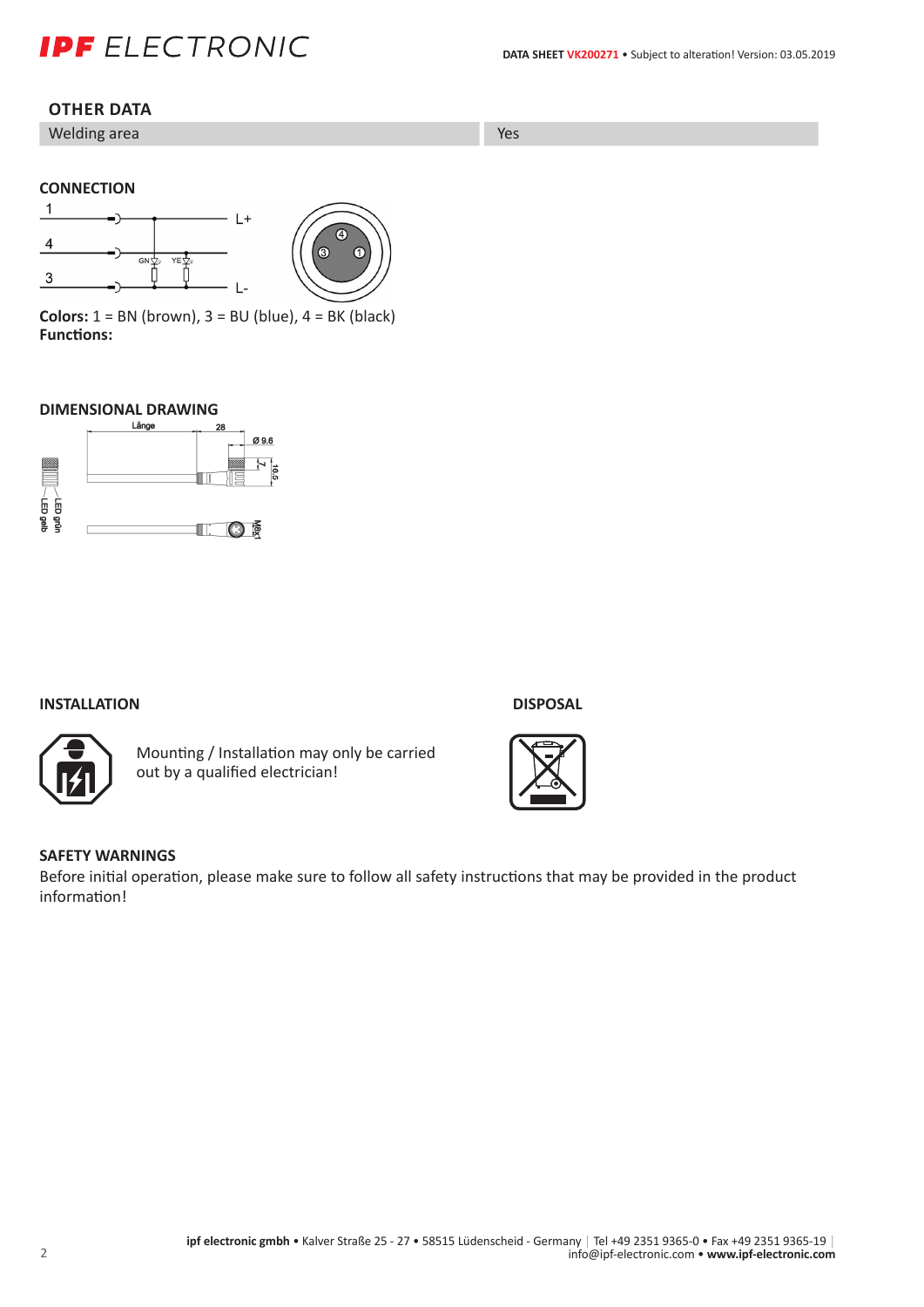## OTHER DATA

| | |
|---|---|
| Welding area | Yes |

## CONNECTION

1

4

3

L+

GN

YE

L-

4

3

1

**Colors:** 1 = BN (brown), 3 = BU (blue), 4 = BK (black)

**Functions:**

## DIMENSIONAL DRAWING

Länge

28

Ø 9.6

7

10.5

LED gelb

LED grün

M8x1

## INSTALLATION

Mounting / Installation may only be carried out by a qualified electrician!

## DISPOSAL

## SAFETY WARNINGS

Before initial operation, please make sure to follow all safety instructions that may be provided in the product information!